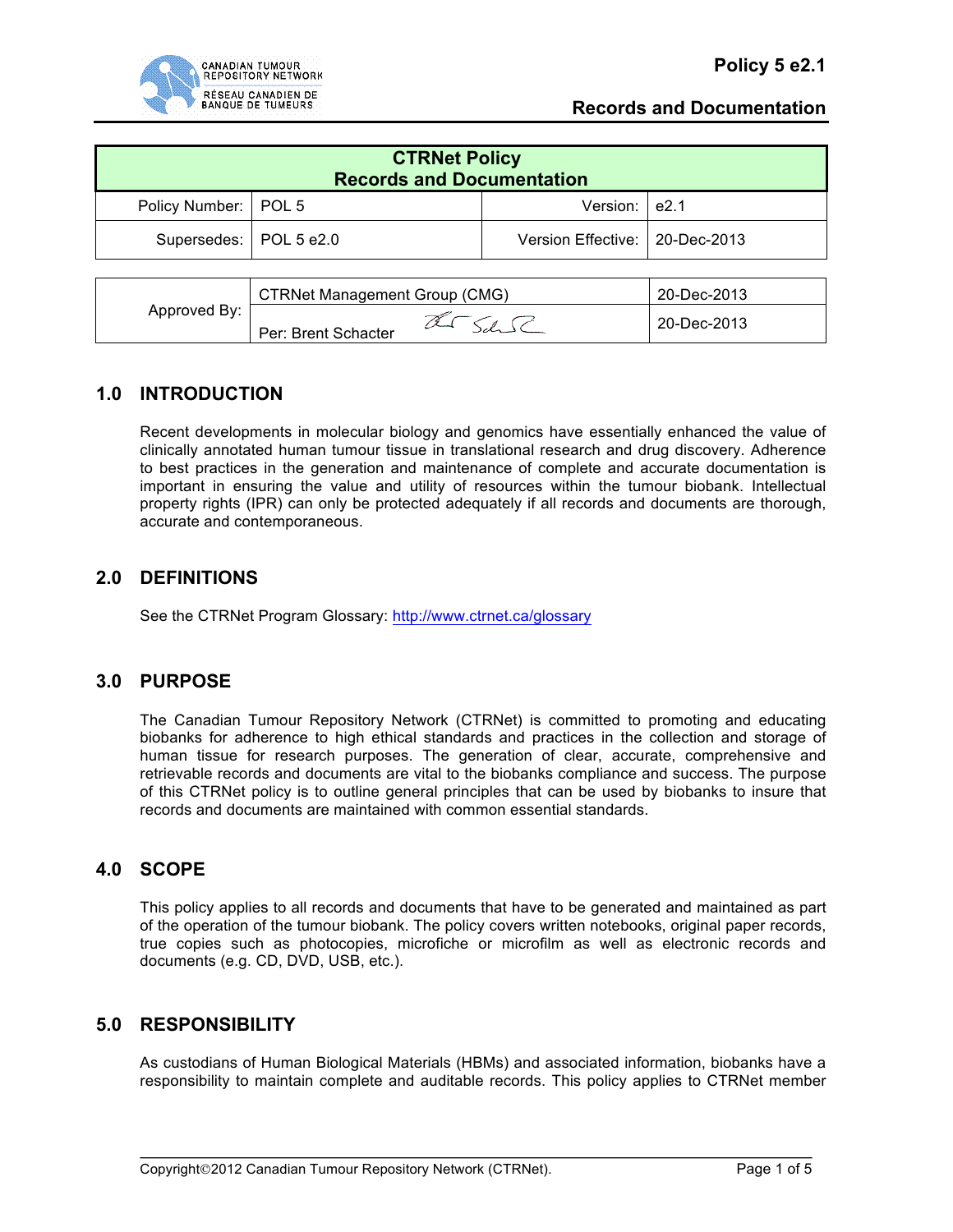# CTRNet Policy
# Records and Documentation

| Policy Number: | POL 5 | Version: | e2.1 |
|---|---|---|---|
| Supersedes: | POL 5 e2.0 | Version Effective: | 20-Dec-2013 |

| Approved By: | CTRNet Management Group (CMG) | 20-Dec-2013 |
|---|---|---|
| | Per: Brent Schacter | 20-Dec-2013 |

## 1.0 INTRODUCTION

Recent developments in molecular biology and genomics have essentially enhanced the value of clinically annotated human tumour tissue in translational research and drug discovery. Adherence to best practices in the generation and maintenance of complete and accurate documentation is important in ensuring the value and utility of resources within the tumour biobank. Intellectual property rights (IPR) can only be protected adequately if all records and documents are thorough, accurate and contemporaneous.

## 2.0 DEFINITIONS

See the CTRNet Program Glossary: http://www.ctrnet.ca/glossary

## 3.0 PURPOSE

The Canadian Tumour Repository Network (CTRNet) is committed to promoting and educating biobanks for adherence to high ethical standards and practices in the collection and storage of human tissue for research purposes. The generation of clear, accurate, comprehensive and retrievable records and documents are vital to the biobanks compliance and success. The purpose of this CTRNet policy is to outline general principles that can be used by biobanks to insure that records and documents are maintained with common essential standards.

## 4.0 SCOPE

This policy applies to all records and documents that have to be generated and maintained as part of the operation of the tumour biobank. The policy covers written notebooks, original paper records, true copies such as photocopies, microfiche or microfilm as well as electronic records and documents (e.g. CD, DVD, USB, etc.).

## 5.0 RESPONSIBILITY

As custodians of Human Biological Materials (HBMs) and associated information, biobanks have a responsibility to maintain complete and auditable records. This policy applies to CTRNet member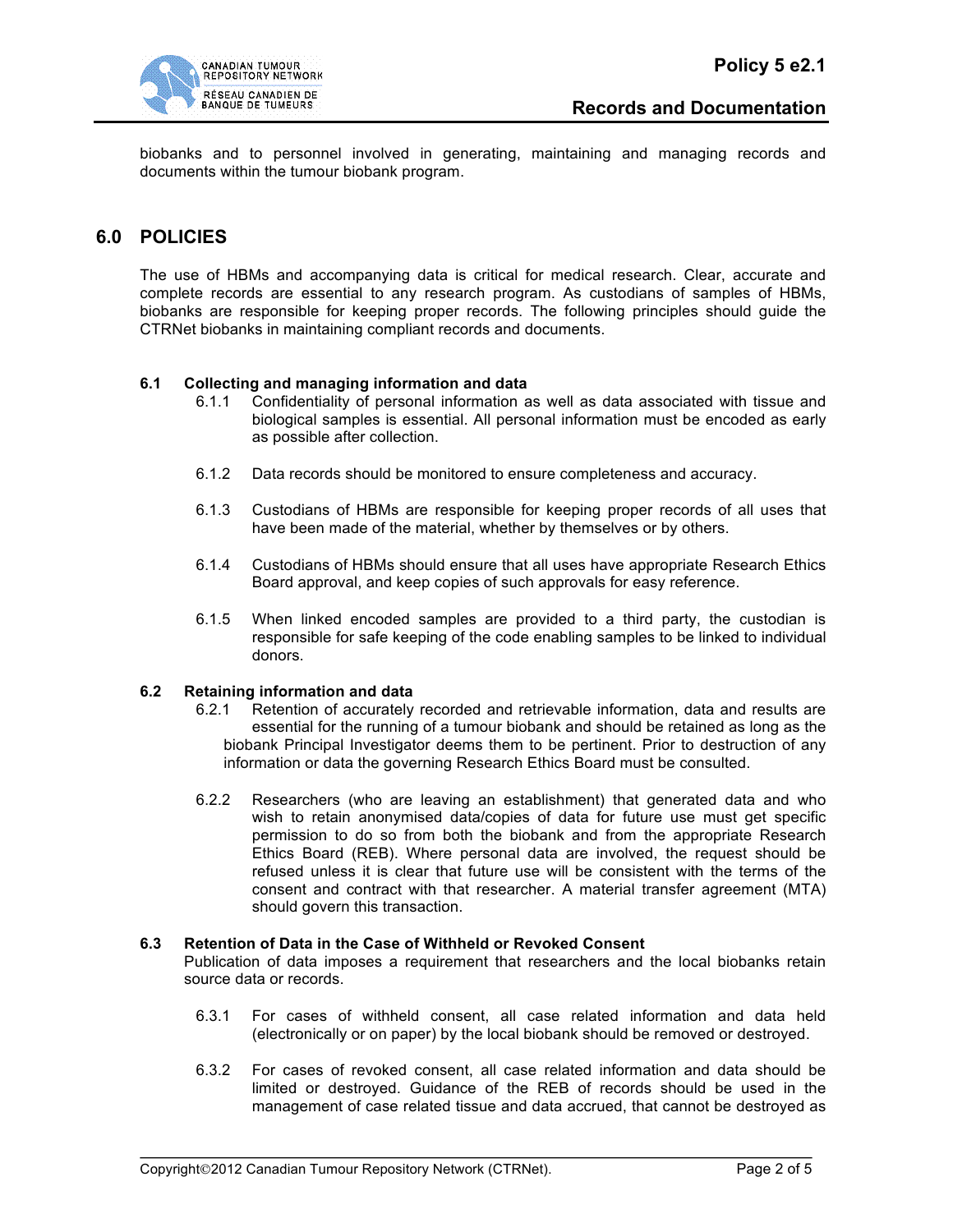biobanks and to personnel involved in generating, maintaining and managing records and documents within the tumour biobank program.

## 6.0 POLICIES

The use of HBMs and accompanying data is critical for medical research. Clear, accurate and complete records are essential to any research program. As custodians of samples of HBMs, biobanks are responsible for keeping proper records. The following principles should guide the CTRNet biobanks in maintaining compliant records and documents.

### 6.1 Collecting and managing information and data

6.1.1 Confidentiality of personal information as well as data associated with tissue and biological samples is essential. All personal information must be encoded as early as possible after collection.

6.1.2 Data records should be monitored to ensure completeness and accuracy.

6.1.3 Custodians of HBMs are responsible for keeping proper records of all uses that have been made of the material, whether by themselves or by others.

6.1.4 Custodians of HBMs should ensure that all uses have appropriate Research Ethics Board approval, and keep copies of such approvals for easy reference.

6.1.5 When linked encoded samples are provided to a third party, the custodian is responsible for safe keeping of the code enabling samples to be linked to individual donors.

### 6.2 Retaining information and data

6.2.1 Retention of accurately recorded and retrievable information, data and results are essential for the running of a tumour biobank and should be retained as long as the biobank Principal Investigator deems them to be pertinent. Prior to destruction of any information or data the governing Research Ethics Board must be consulted.

6.2.2 Researchers (who are leaving an establishment) that generated data and who wish to retain anonymised data/copies of data for future use must get specific permission to do so from both the biobank and from the appropriate Research Ethics Board (REB). Where personal data are involved, the request should be refused unless it is clear that future use will be consistent with the terms of the consent and contract with that researcher. A material transfer agreement (MTA) should govern this transaction.

### 6.3 Retention of Data in the Case of Withheld or Revoked Consent

Publication of data imposes a requirement that researchers and the local biobanks retain source data or records.

6.3.1 For cases of withheld consent, all case related information and data held (electronically or on paper) by the local biobank should be removed or destroyed.

6.3.2 For cases of revoked consent, all case related information and data should be limited or destroyed. Guidance of the REB of records should be used in the management of case related tissue and data accrued, that cannot be destroyed as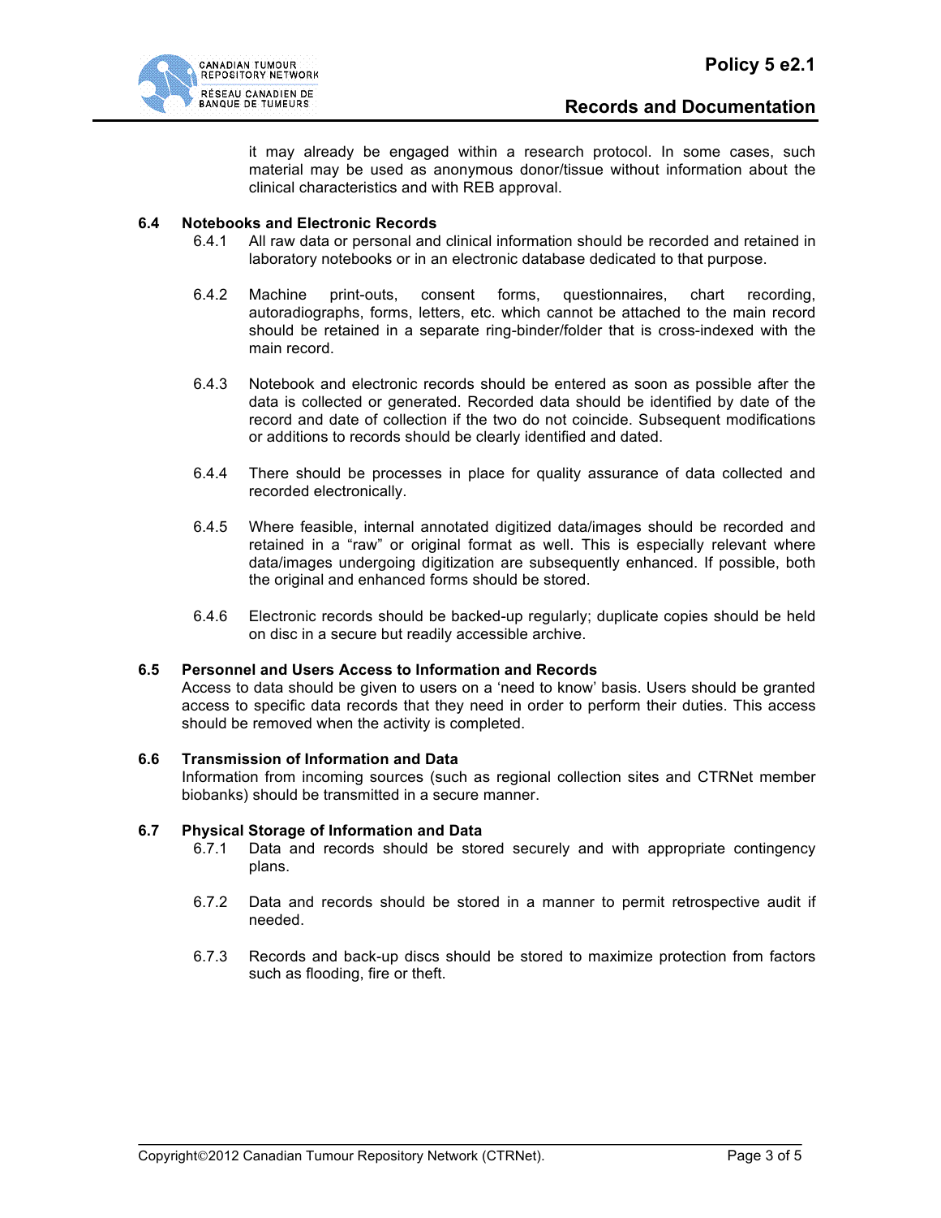it may already be engaged within a research protocol. In some cases, such material may be used as anonymous donor/tissue without information about the clinical characteristics and with REB approval.

### 6.4 Notebooks and Electronic Records

6.4.1 All raw data or personal and clinical information should be recorded and retained in laboratory notebooks or in an electronic database dedicated to that purpose.

6.4.2 Machine print-outs, consent forms, questionnaires, chart recording, autoradiographs, forms, letters, etc. which cannot be attached to the main record should be retained in a separate ring-binder/folder that is cross-indexed with the main record.

6.4.3 Notebook and electronic records should be entered as soon as possible after the data is collected or generated. Recorded data should be identified by date of the record and date of collection if the two do not coincide. Subsequent modifications or additions to records should be clearly identified and dated.

6.4.4 There should be processes in place for quality assurance of data collected and recorded electronically.

6.4.5 Where feasible, internal annotated digitized data/images should be recorded and retained in a "raw" or original format as well. This is especially relevant where data/images undergoing digitization are subsequently enhanced. If possible, both the original and enhanced forms should be stored.

6.4.6 Electronic records should be backed-up regularly; duplicate copies should be held on disc in a secure but readily accessible archive.

### 6.5 Personnel and Users Access to Information and Records

Access to data should be given to users on a 'need to know' basis. Users should be granted access to specific data records that they need in order to perform their duties. This access should be removed when the activity is completed.

### 6.6 Transmission of Information and Data

Information from incoming sources (such as regional collection sites and CTRNet member biobanks) should be transmitted in a secure manner.

### 6.7 Physical Storage of Information and Data

6.7.1 Data and records should be stored securely and with appropriate contingency plans.

6.7.2 Data and records should be stored in a manner to permit retrospective audit if needed.

6.7.3 Records and back-up discs should be stored to maximize protection from factors such as flooding, fire or theft.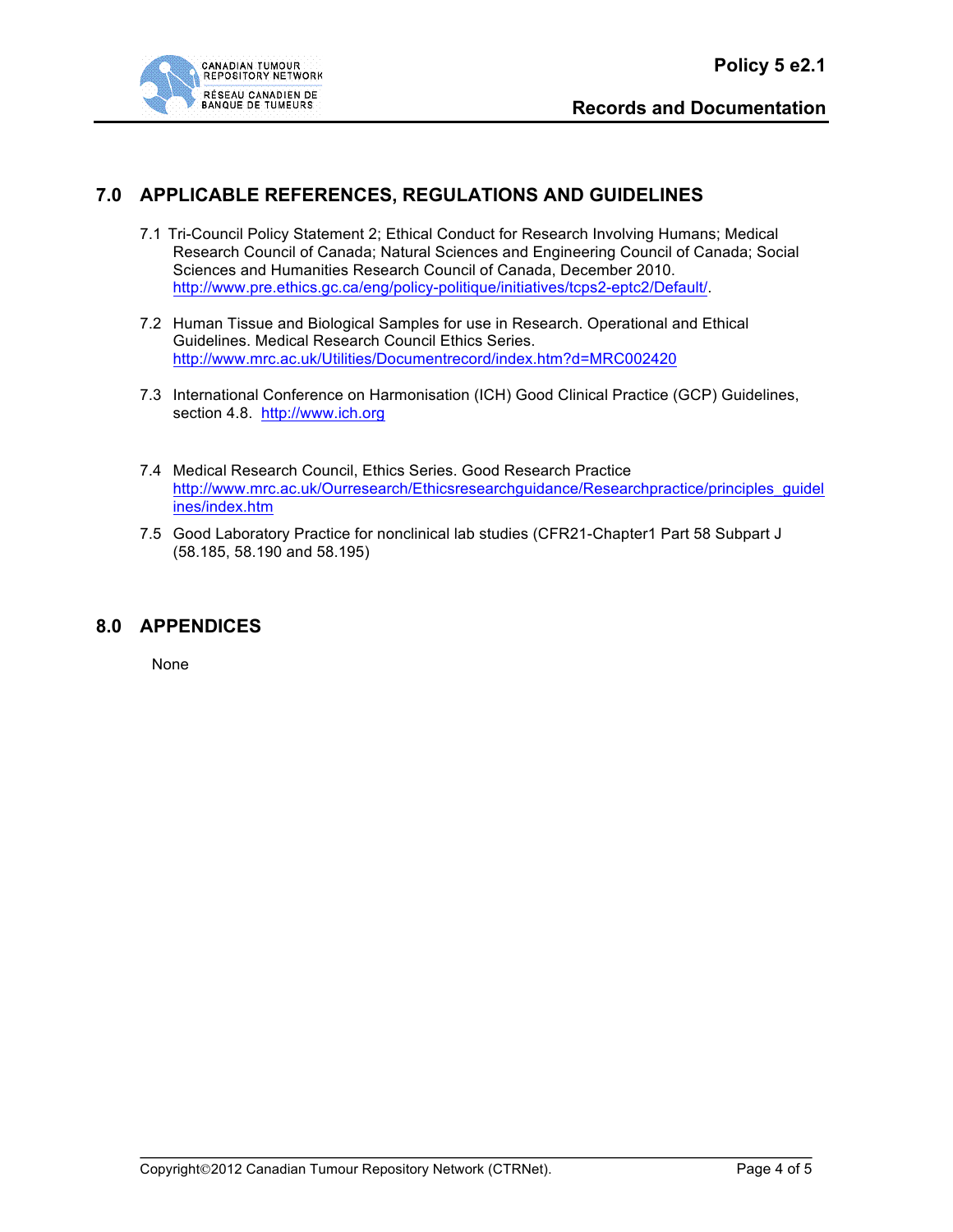## 7.0 APPLICABLE REFERENCES, REGULATIONS AND GUIDELINES

7.1 Tri-Council Policy Statement 2; Ethical Conduct for Research Involving Humans; Medical Research Council of Canada; Natural Sciences and Engineering Council of Canada; Social Sciences and Humanities Research Council of Canada, December 2010. http://www.pre.ethics.gc.ca/eng/policy-politique/initiatives/tcps2-eptc2/Default/.

7.2 Human Tissue and Biological Samples for use in Research. Operational and Ethical Guidelines. Medical Research Council Ethics Series. http://www.mrc.ac.uk/Utilities/Documentrecord/index.htm?d=MRC002420

7.3 International Conference on Harmonisation (ICH) Good Clinical Practice (GCP) Guidelines, section 4.8. http://www.ich.org

7.4 Medical Research Council, Ethics Series. Good Research Practice http://www.mrc.ac.uk/Ourresearch/Ethicsresearchguidance/Researchpractice/principles_guidelines/index.htm

7.5 Good Laboratory Practice for nonclinical lab studies (CFR21-Chapter1 Part 58 Subpart J (58.185, 58.190 and 58.195)

## 8.0 APPENDICES

None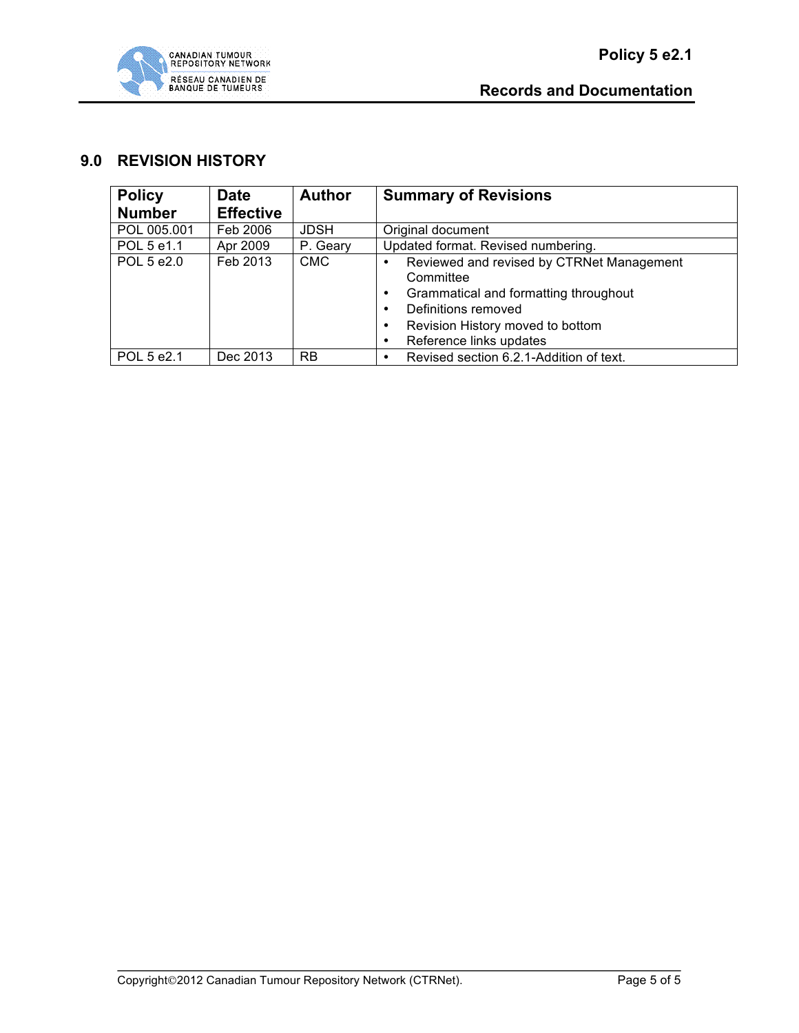## 9.0 REVISION HISTORY

| Policy Number | Date Effective | Author | Summary of Revisions |
|---|---|---|---|
| POL 005.001 | Feb 2006 | JDSH | Original document |
| POL 5 e1.1 | Apr 2009 | P. Geary | Updated format. Revised numbering. |
| POL 5 e2.0 | Feb 2013 | CMC | • Reviewed and revised by CTRNet Management Committee<br>• Grammatical and formatting throughout<br>• Definitions removed<br>• Revision History moved to bottom<br>• Reference links updates |
| POL 5 e2.1 | Dec 2013 | RB | • Revised section 6.2.1-Addition of text. |